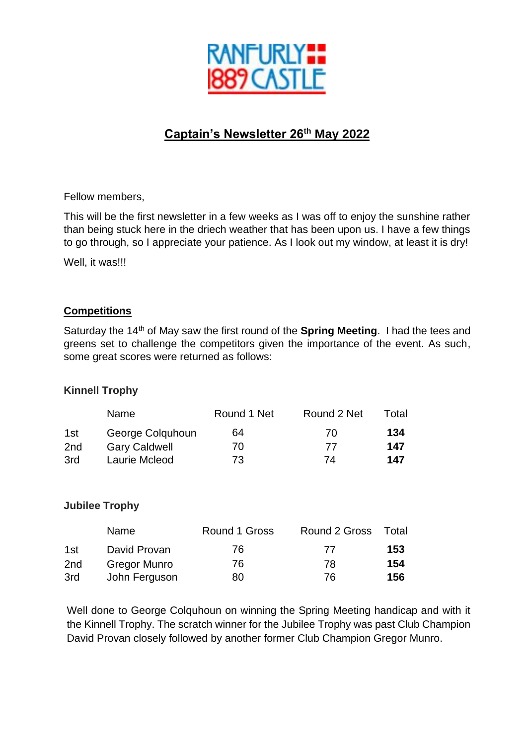RANFURLY 1889 CASTLE

# Captain's Newsletter 26th May 2022

Fellow members,

This will be the first newsletter in a few weeks as I was off to enjoy the sunshine rather than being stuck here in the driech weather that has been upon us. I have a few things to go through, so I appreciate your patience. As I look out my window, at least it is dry!

Well, it was!!!

## Competitions

Saturday the 14th of May saw the first round of the **Spring Meeting**. I had the tees and greens set to challenge the competitors given the importance of the event. As such, some great scores were returned as follows:

### Kinnell Trophy

| | Name | Round 1 Net | Round 2 Net | Total |
|---|---|---|---|---|
| 1st | George Colquhoun | 64 | 70 | **134** |
| 2nd | Gary Caldwell | 70 | 77 | **147** |
| 3rd | Laurie Mcleod | 73 | 74 | **147** |

### Jubilee Trophy

| | Name | Round 1 Gross | Round 2 Gross | Total |
|---|---|---|---|---|
| 1st | David Provan | 76 | 77 | **153** |
| 2nd | Gregor Munro | 76 | 78 | **154** |
| 3rd | John Ferguson | 80 | 76 | **156** |

Well done to George Colquhoun on winning the Spring Meeting handicap and with it the Kinnell Trophy. The scratch winner for the Jubilee Trophy was past Club Champion David Provan closely followed by another former Club Champion Gregor Munro.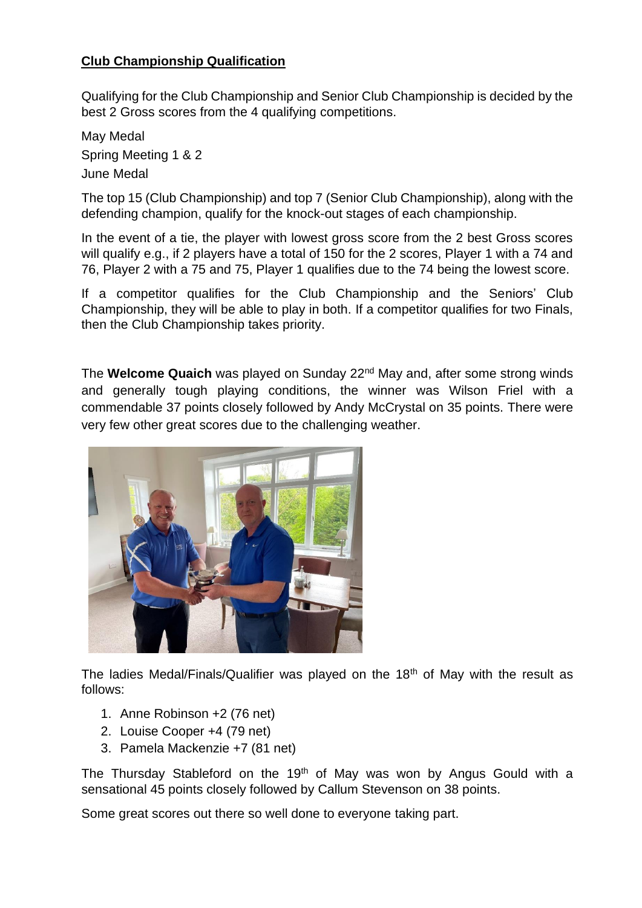**<u>Club Championship Qualification</u>**

Qualifying for the Club Championship and Senior Club Championship is decided by the best 2 Gross scores from the 4 qualifying competitions.

May Medal
Spring Meeting 1 & 2
June Medal

The top 15 (Club Championship) and top 7 (Senior Club Championship), along with the defending champion, qualify for the knock-out stages of each championship.

In the event of a tie, the player with lowest gross score from the 2 best Gross scores will qualify e.g., if 2 players have a total of 150 for the 2 scores, Player 1 with a 74 and 76, Player 2 with a 75 and 75, Player 1 qualifies due to the 74 being the lowest score.

If a competitor qualifies for the Club Championship and the Seniors' Club Championship, they will be able to play in both. If a competitor qualifies for two Finals, then the Club Championship takes priority.

The **Welcome Quaich** was played on Sunday 22nd May and, after some strong winds and generally tough playing conditions, the winner was Wilson Friel with a commendable 37 points closely followed by Andy McCrystal on 35 points. There were very few other great scores due to the challenging weather.

The ladies Medal/Finals/Qualifier was played on the 18th of May with the result as follows:

1. Anne Robinson +2 (76 net)
2. Louise Cooper +4 (79 net)
3. Pamela Mackenzie +7 (81 net)

The Thursday Stableford on the 19th of May was won by Angus Gould with a sensational 45 points closely followed by Callum Stevenson on 38 points.

Some great scores out there so well done to everyone taking part.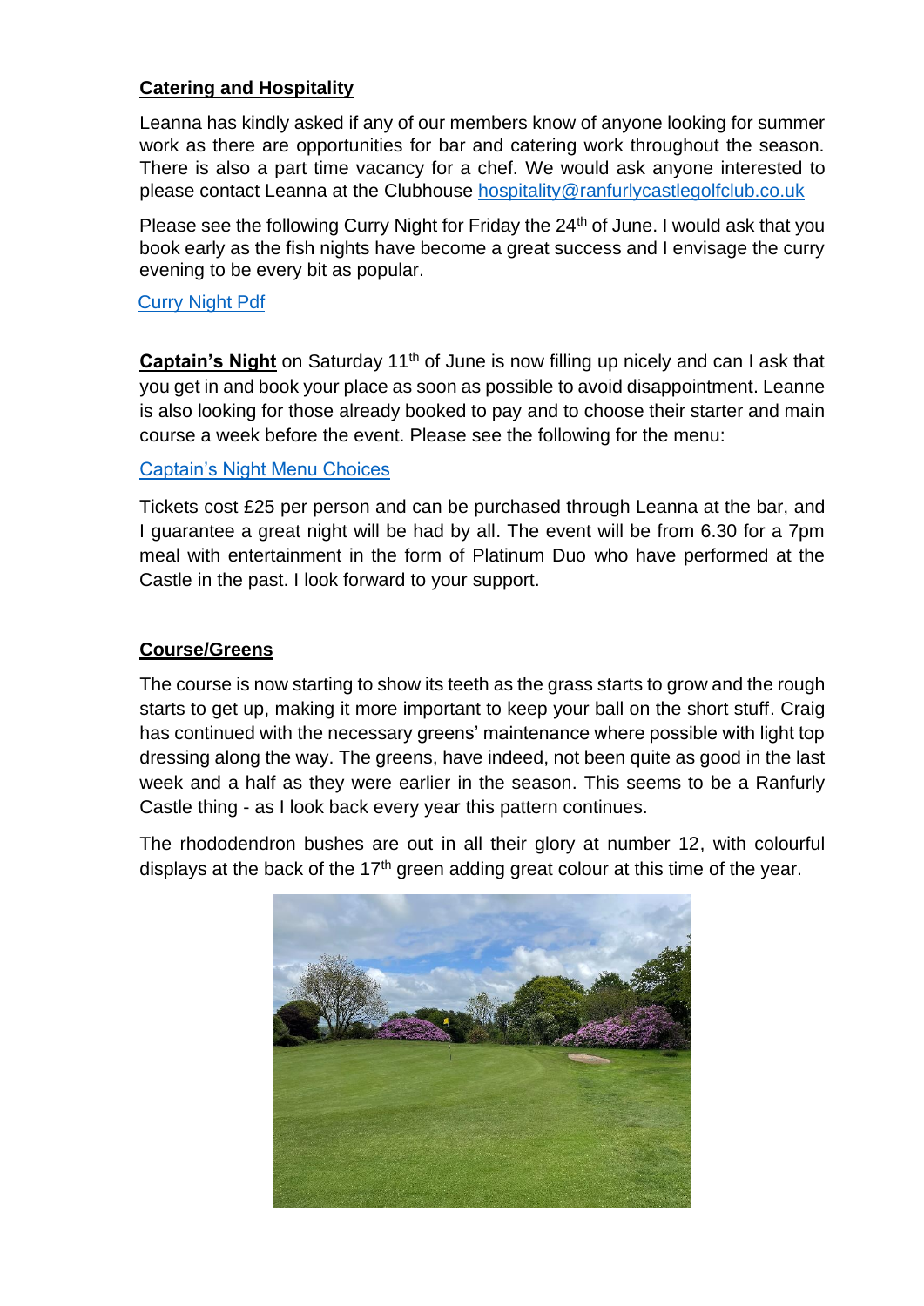**Catering and Hospitality**

Leanna has kindly asked if any of our members know of anyone looking for summer work as there are opportunities for bar and catering work throughout the season. There is also a part time vacancy for a chef. We would ask anyone interested to please contact Leanna at the Clubhouse hospitality@ranfurlycastlegolfclub.co.uk

Please see the following Curry Night for Friday the 24th of June. I would ask that you book early as the fish nights have become a great success and I envisage the curry evening to be every bit as popular.

Curry Night Pdf

**Captain's Night** on Saturday 11th of June is now filling up nicely and can I ask that you get in and book your place as soon as possible to avoid disappointment. Leanne is also looking for those already booked to pay and to choose their starter and main course a week before the event. Please see the following for the menu:

Captain's Night Menu Choices

Tickets cost £25 per person and can be purchased through Leanna at the bar, and I guarantee a great night will be had by all. The event will be from 6.30 for a 7pm meal with entertainment in the form of Platinum Duo who have performed at the Castle in the past. I look forward to your support.

**Course/Greens**

The course is now starting to show its teeth as the grass starts to grow and the rough starts to get up, making it more important to keep your ball on the short stuff. Craig has continued with the necessary greens' maintenance where possible with light top dressing along the way. The greens, have indeed, not been quite as good in the last week and a half as they were earlier in the season. This seems to be a Ranfurly Castle thing - as I look back every year this pattern continues.

The rhododendron bushes are out in all their glory at number 12, with colourful displays at the back of the 17th green adding great colour at this time of the year.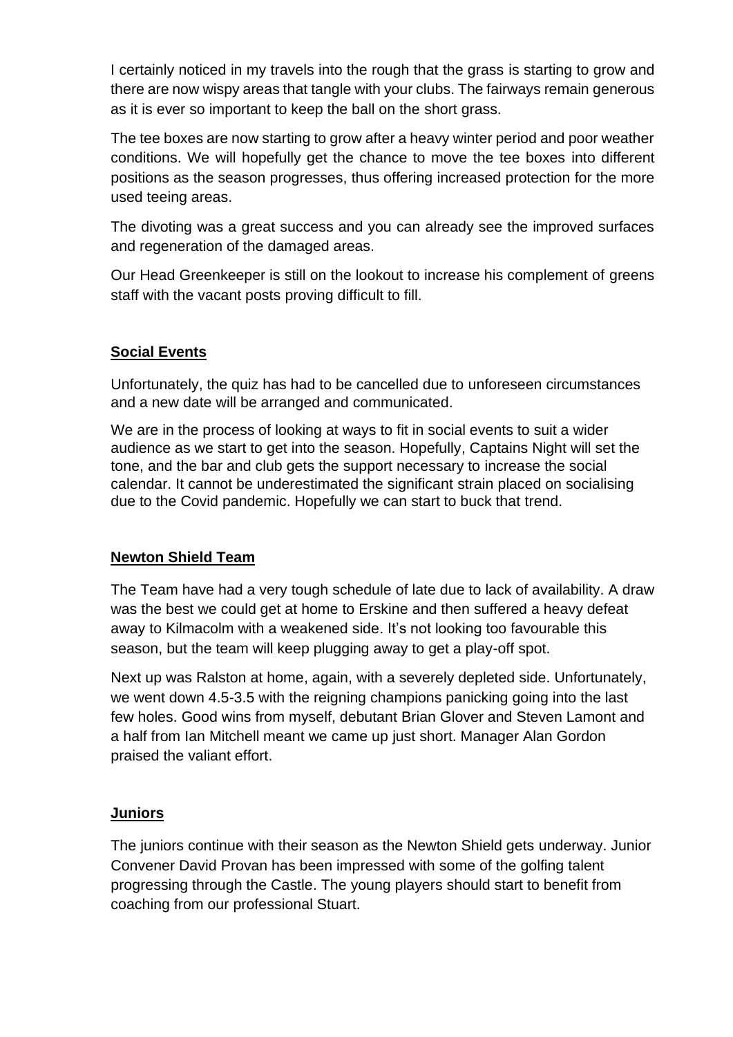I certainly noticed in my travels into the rough that the grass is starting to grow and there are now wispy areas that tangle with your clubs. The fairways remain generous as it is ever so important to keep the ball on the short grass.

The tee boxes are now starting to grow after a heavy winter period and poor weather conditions. We will hopefully get the chance to move the tee boxes into different positions as the season progresses, thus offering increased protection for the more used teeing areas.

The divoting was a great success and you can already see the improved surfaces and regeneration of the damaged areas.

Our Head Greenkeeper is still on the lookout to increase his complement of greens staff with the vacant posts proving difficult to fill.

## Social Events

Unfortunately, the quiz has had to be cancelled due to unforeseen circumstances and a new date will be arranged and communicated.

We are in the process of looking at ways to fit in social events to suit a wider audience as we start to get into the season. Hopefully, Captains Night will set the tone, and the bar and club gets the support necessary to increase the social calendar. It cannot be underestimated the significant strain placed on socialising due to the Covid pandemic. Hopefully we can start to buck that trend.

## Newton Shield Team

The Team have had a very tough schedule of late due to lack of availability. A draw was the best we could get at home to Erskine and then suffered a heavy defeat away to Kilmacolm with a weakened side. It's not looking too favourable this season, but the team will keep plugging away to get a play-off spot.

Next up was Ralston at home, again, with a severely depleted side. Unfortunately, we went down 4.5-3.5 with the reigning champions panicking going into the last few holes. Good wins from myself, debutant Brian Glover and Steven Lamont and a half from Ian Mitchell meant we came up just short. Manager Alan Gordon praised the valiant effort.

## Juniors

The juniors continue with their season as the Newton Shield gets underway. Junior Convener David Provan has been impressed with some of the golfing talent progressing through the Castle. The young players should start to benefit from coaching from our professional Stuart.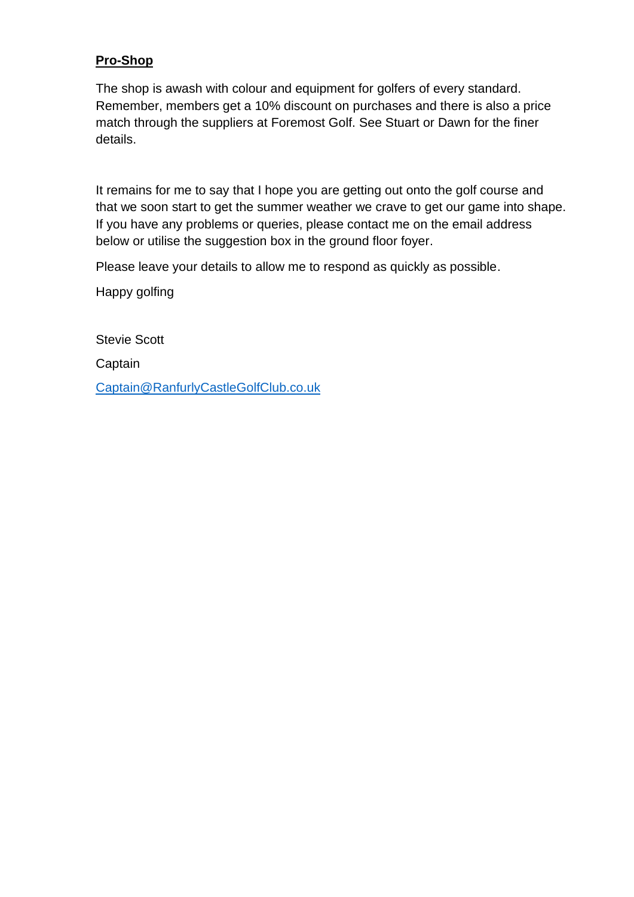**Pro-Shop**

The shop is awash with colour and equipment for golfers of every standard. Remember, members get a 10% discount on purchases and there is also a price match through the suppliers at Foremost Golf. See Stuart or Dawn for the finer details.

It remains for me to say that I hope you are getting out onto the golf course and that we soon start to get the summer weather we crave to get our game into shape. If you have any problems or queries, please contact me on the email address below or utilise the suggestion box in the ground floor foyer.

Please leave your details to allow me to respond as quickly as possible.

Happy golfing

Stevie Scott

Captain

Captain@RanfurlyCastleGolfClub.co.uk